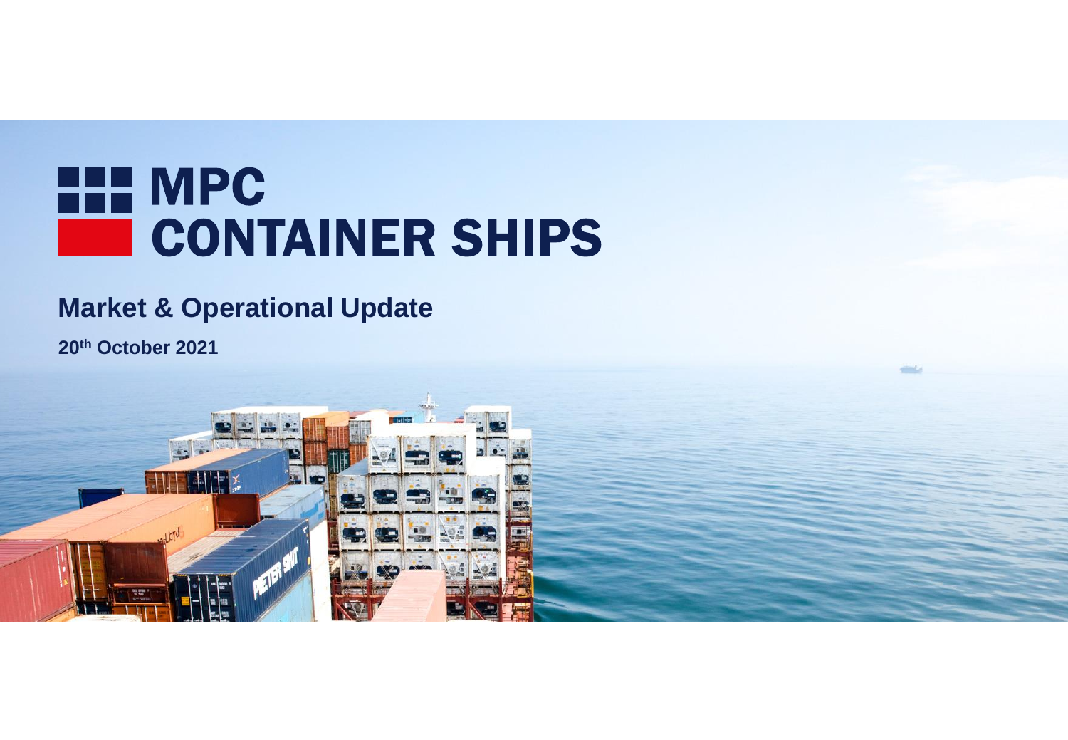# MPC CONTAINER SHIPS

## Market & Operational Update

**20th October 2021**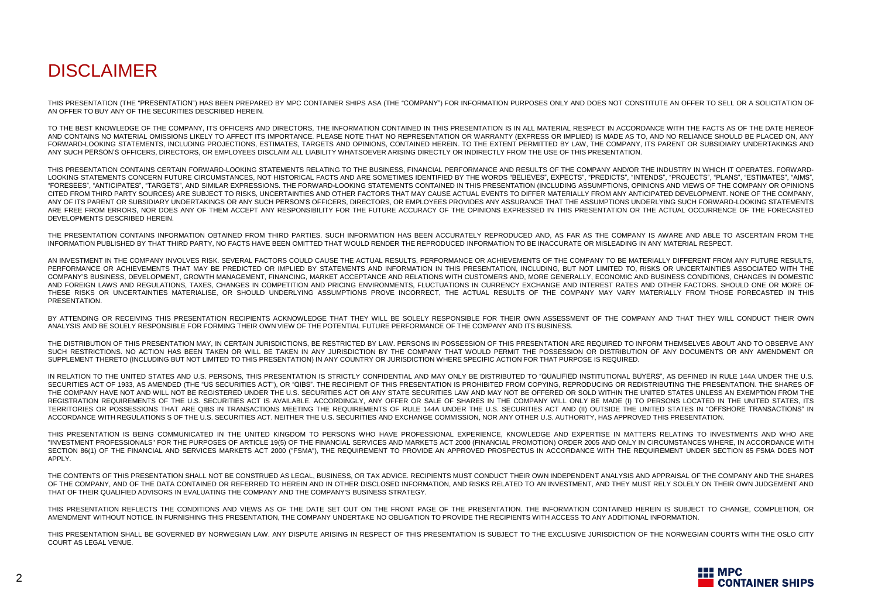# DISCLAIMER

THIS PRESENTATION (THE "PRESENTATION") HAS BEEN PREPARED BY MPC CONTAINER SHIPS ASA (THE "COMPANY") FOR INFORMATION PURPOSES ONLY AND DOES NOT CONSTITUTE AN OFFER TO SELL OR A SOLICITATION OF AN OFFER TO BUY ANY OF THE SECURITIES DESCRIBED HEREIN.

TO THE BEST KNOWLEDGE OF THE COMPANY, ITS OFFICERS AND DIRECTORS, THE INFORMATION CONTAINED IN THIS PRESENTATION IS IN ALL MATERIAL RESPECT IN ACCORDANCE WITH THE FACTS AS OF THE DATE HEREOF AND CONTAINS NO MATERIAL OMISSIONS LIKELY TO AFFECT ITS IMPORTANCE. PLEASE NOTE THAT NO REPRESENTATION OR WARRANTY (EXPRESS OR IMPLIED) IS MADE AS TO, AND NO RELIANCE SHOULD BE PLACED ON, ANY FORWARD-LOOKING STATEMENTS, INCLUDING PROJECTIONS, ESTIMATES, TARGETS AND OPINIONS, CONTAINED HEREIN. TO THE EXTENT PERMITTED BY LAW, THE COMPANY, ITS PARENT OR SUBSIDIARY UNDERTAKINGS AND ANY SUCH PERSON'S OFFICERS, DIRECTORS, OR EMPLOYEES DISCLAIM ALL LIABILITY WHATSOEVER ARISING DIRECTLY OR INDIRECTLY FROM THE USE OF THIS PRESENTATION.

THIS PRESENTATION CONTAINS CERTAIN FORWARD-LOOKING STATEMENTS RELATING TO THE BUSINESS, FINANCIAL PERFORMANCE AND RESULTS OF THE COMPANY AND/OR THE INDUSTRY IN WHICH IT OPERATES. FORWARD-LOOKING STATEMENTS CONCERN FUTURE CIRCUMSTANCES, NOT HISTORICAL FACTS AND ARE SOMETIMES IDENTIFIED BY THE WORDS "BELIEVES", EXPECTS", "PREDICTS", "INTENDS", "PROJECTS", "PLANS", "ESTIMATES", "AIMS", "FORESEES", "ANTICIPATES", "TARGETS", AND SIMILAR EXPRESSIONS. THE FORWARD-LOOKING STATEMENTS CONTAINED IN THIS PRESENTATION (INCLUDING ASSUMPTIONS, OPINIONS AND VIEWS OF THE COMPANY OR OPINIONS CITED FROM THIRD PARTY SOURCES) ARE SUBJECT TO RISKS, UNCERTAINTIES AND OTHER FACTORS THAT MAY CAUSE ACTUAL EVENTS TO DIFFER MATERIALLY FROM ANY ANTICIPATED DEVELOPMENT. NONE OF THE COMPANY, ANY OF ITS PARENT OR SUBSIDIARY UNDERTAKINGS OR ANY SUCH PERSON'S OFFICERS, DIRECTORS, OR EMPLOYEES PROVIDES ANY ASSURANCE THAT THE ASSUMPTIONS UNDERLYING SUCH FORWARD-LOOKING STATEMENTS ARE FREE FROM ERRORS, NOR DOES ANY OF THEM ACCEPT ANY RESPONSIBILITY FOR THE FUTURE ACCURACY OF THE OPINIONS EXPRESSED IN THIS PRESENTATION OR THE ACTUAL OCCURRENCE OF THE FORECASTED DEVELOPMENTS DESCRIBED HEREIN.

THE PRESENTATION CONTAINS INFORMATION OBTAINED FROM THIRD PARTIES. SUCH INFORMATION HAS BEEN ACCURATELY REPRODUCED AND, AS FAR AS THE COMPANY IS AWARE AND ABLE TO ASCERTAIN FROM THE INFORMATION PUBLISHED BY THAT THIRD PARTY, NO FACTS HAVE BEEN OMITTED THAT WOULD RENDER THE REPRODUCED INFORMATION TO BE INACCURATE OR MISLEADING IN ANY MATERIAL RESPECT.

AN INVESTMENT IN THE COMPANY INVOLVES RISK. SEVERAL FACTORS COULD CAUSE THE ACTUAL RESULTS, PERFORMANCE OR ACHIEVEMENTS OF THE COMPANY TO BE MATERIALLY DIFFERENT FROM ANY FUTURE RESULTS, PERFORMANCE OR ACHIEVEMENTS THAT MAY BE PREDICTED OR IMPLIED BY STATEMENTS AND INFORMATION IN THIS PRESENTATION, INCLUDING, BUT NOT LIMITED TO, RISKS OR UNCERTAINTIES ASSOCIATED WITH THE COMPANY'S BUSINESS, DEVELOPMENT, GROWTH MANAGEMENT, FINANCING, MARKET ACCEPTANCE AND RELATIONS WITH CUSTOMERS AND, MORE GENERALLY, ECONOMIC AND BUSINESS CONDITIONS, CHANGES IN DOMESTIC AND FOREIGN LAWS AND REGULATIONS, TAXES, CHANGES IN COMPETITION AND PRICING ENVIRONMENTS, FLUCTUATIONS IN CURRENCY EXCHANGE AND INTEREST RATES AND OTHER FACTORS. SHOULD ONE OR MORE OF THESE RISKS OR UNCERTAINTIES MATERIALISE, OR SHOULD UNDERLYING ASSUMPTIONS PROVE INCORRECT, THE ACTUAL RESULTS OF THE COMPANY MAY VARY MATERIALLY FROM THOSE FORECASTED IN THIS PRESENTATION.

BY ATTENDING OR RECEIVING THIS PRESENTATION RECIPIENTS ACKNOWLEDGE THAT THEY WILL BE SOLELY RESPONSIBLE FOR THEIR OWN ASSESSMENT OF THE COMPANY AND THAT THEY WILL CONDUCT THEIR OWN ANALYSIS AND BE SOLELY RESPONSIBLE FOR FORMING THEIR OWN VIEW OF THE POTENTIAL FUTURE PERFORMANCE OF THE COMPANY AND ITS BUSINESS.

THE DISTRIBUTION OF THIS PRESENTATION MAY, IN CERTAIN JURISDICTIONS, BE RESTRICTED BY LAW. PERSONS IN POSSESSION OF THIS PRESENTATION ARE REQUIRED TO INFORM THEMSELVES ABOUT AND TO OBSERVE ANY SUCH RESTRICTIONS. NO ACTION HAS BEEN TAKEN OR WILL BE TAKEN IN ANY JURISDICTION BY THE COMPANY THAT WOULD PERMIT THE POSSESSION OR DISTRIBUTION OF ANY DOCUMENTS OR ANY AMENDMENT OR SUPPLEMENT THERETO (INCLUDING BUT NOT LIMITED TO THIS PRESENTATION) IN ANY COUNTRY OR JURISDICTION WHERE SPECIFIC ACTION FOR THAT PURPOSE IS REQUIRED.

IN RELATION TO THE UNITED STATES AND U.S. PERSONS, THIS PRESENTATION IS STRICTLY CONFIDENTIAL AND MAY ONLY BE DISTRIBUTED TO "QUALIFIED INSTITUTIONAL BUYERS", AS DEFINED IN RULE 144A UNDER THE U.S. SECURITIES ACT OF 1933, AS AMENDED (THE "US SECURITIES ACT"), OR "QIBS". THE RECIPIENT OF THIS PRESENTATION IS PROHIBITED FROM COPYING, REPRODUCING OR REDISTRIBUTING THE PRESENTATION. THE SHARES OF THE COMPANY HAVE NOT AND WILL NOT BE REGISTERED UNDER THE U.S. SECURITIES ACT OR ANY STATE SECURITIES LAW AND MAY NOT BE OFFERED OR SOLD WITHIN THE UNITED STATES UNLESS AN EXEMPTION FROM THE REGISTRATION REQUIREMENTS OF THE U.S. SECURITIES ACT IS AVAILABLE. ACCORDINGLY, ANY OFFER OR SALE OF SHARES IN THE COMPANY WILL ONLY BE MADE (I) TO PERSONS LOCATED IN THE UNITED STATES, ITS TERRITORIES OR POSSESSIONS THAT ARE QIBS IN TRANSACTIONS MEETING THE REQUIREMENTS OF RULE 144A UNDER THE U.S. SECURITIES ACT AND (II) OUTSIDE THE UNITED STATES IN "OFFSHORE TRANSACTIONS" IN ACCORDANCE WITH REGULATIONS S OF THE U.S. SECURITIES ACT. NEITHER THE U.S. SECURITIES AND EXCHANGE COMMISSION, NOR ANY OTHER U.S. AUTHORITY, HAS APPROVED THIS PRESENTATION.

THIS PRESENTATION IS BEING COMMUNICATED IN THE UNITED KINGDOM TO PERSONS WHO HAVE PROFESSIONAL EXPERIENCE, KNOWLEDGE AND EXPERTISE IN MATTERS RELATING TO INVESTMENTS AND WHO ARE "INVESTMENT PROFESSIONALS" FOR THE PURPOSES OF ARTICLE 19(5) OF THE FINANCIAL SERVICES AND MARKETS ACT 2000 (FINANCIAL PROMOTION) ORDER 2005 AND ONLY IN CIRCUMSTANCES WHERE, IN ACCORDANCE WITH SECTION 86(1) OF THE FINANCIAL AND SERVICES MARKETS ACT 2000 ("FSMA"), THE REQUIREMENT TO PROVIDE AN APPROVED PROSPECTUS IN ACCORDANCE WITH THE REQUIREMENT UNDER SECTION 85 FSMA DOES NOT APPLY.

THE CONTENTS OF THIS PRESENTATION SHALL NOT BE CONSTRUED AS LEGAL, BUSINESS, OR TAX ADVICE. RECIPIENTS MUST CONDUCT THEIR OWN INDEPENDENT ANALYSIS AND APPRAISAL OF THE COMPANY AND THE SHARES OF THE COMPANY, AND OF THE DATA CONTAINED OR REFERRED TO HEREIN AND IN OTHER DISCLOSED INFORMATION, AND RISKS RELATED TO AN INVESTMENT, AND THEY MUST RELY SOLELY ON THEIR OWN JUDGEMENT AND THAT OF THEIR QUALIFIED ADVISORS IN EVALUATING THE COMPANY AND THE COMPANY'S BUSINESS STRATEGY.

THIS PRESENTATION REFLECTS THE CONDITIONS AND VIEWS AS OF THE DATE SET OUT ON THE FRONT PAGE OF THE PRESENTATION. THE INFORMATION CONTAINED HEREIN IS SUBJECT TO CHANGE, COMPLETION, OR AMENDMENT WITHOUT NOTICE. IN FURNISHING THIS PRESENTATION, THE COMPANY UNDERTAKE NO OBLIGATION TO PROVIDE THE RECIPIENTS WITH ACCESS TO ANY ADDITIONAL INFORMATION.

THIS PRESENTATION SHALL BE GOVERNED BY NORWEGIAN LAW. ANY DISPUTE ARISING IN RESPECT OF THIS PRESENTATION IS SUBJECT TO THE EXCLUSIVE JURISDICTION OF THE NORWEGIAN COURTS WITH THE OSLO CITY COURT AS LEGAL VENUE.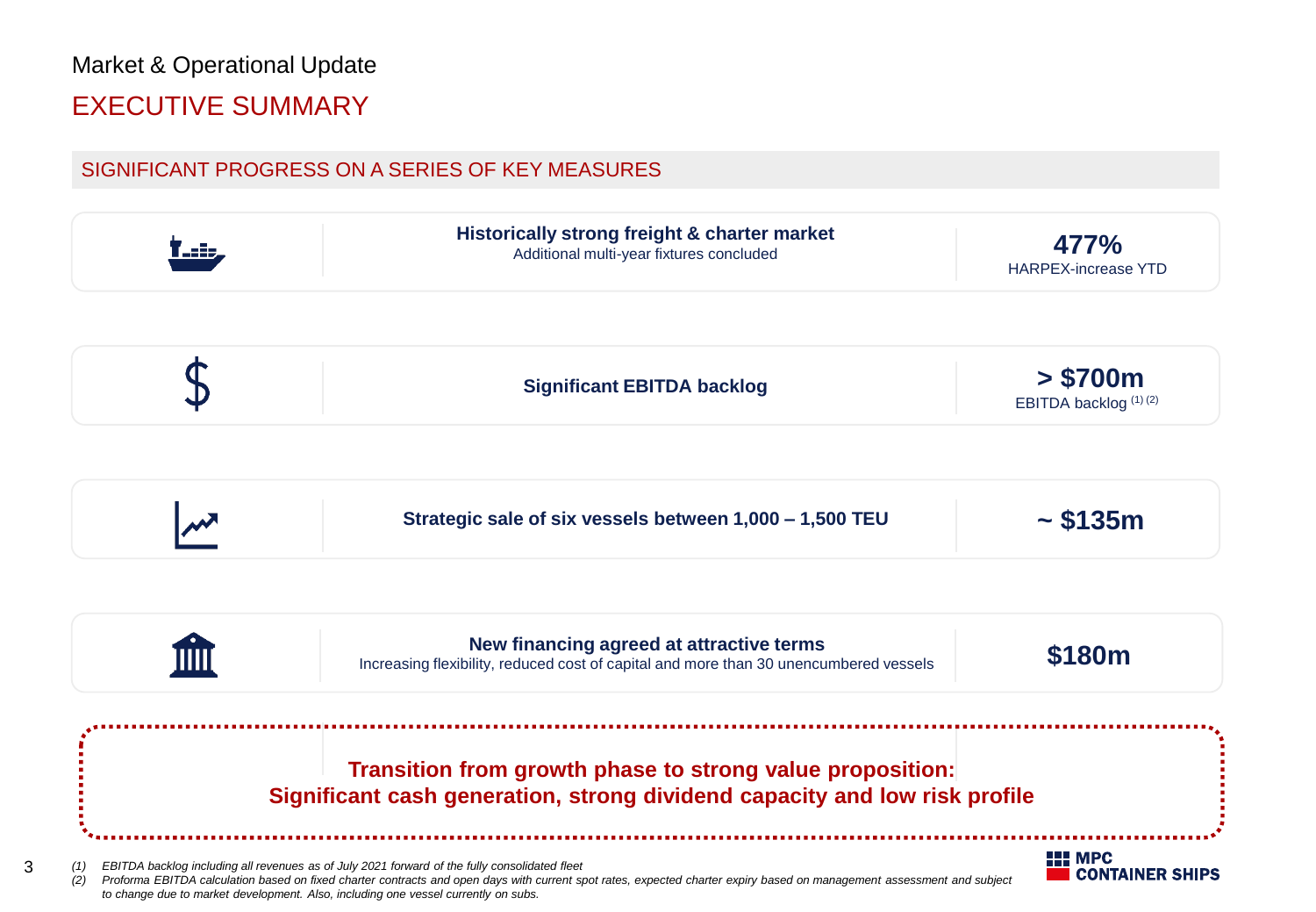Market & Operational Update

# EXECUTIVE SUMMARY

## SIGNIFICANT PROGRESS ON A SERIES OF KEY MEASURES

| Measure | Key figure |
|---|---|
| **Historically strong freight & charter market**<br>Additional multi-year fixtures concluded | **477%**<br>HARPEX-increase YTD |
| **Significant EBITDA backlog** | **> $700m**<br>EBITDA backlog (1) (2) |
| **Strategic sale of six vessels between 1,000 – 1,500 TEU** | **~ $135m** |
| **New financing agreed at attractive terms**<br>Increasing flexibility, reduced cost of capital and more than 30 unencumbered vessels | **$180m** |

**Transition from growth phase to strong value proposition:**
**Significant cash generation, strong dividend capacity and low risk profile**

*(1) EBITDA backlog including all revenues as of July 2021 forward of the fully consolidated fleet*

*(2) Proforma EBITDA calculation based on fixed charter contracts and open days with current spot rates, expected charter expiry based on management assessment and subject to change due to market development. Also, including one vessel currently on subs.*

MPC CONTAINER SHIPS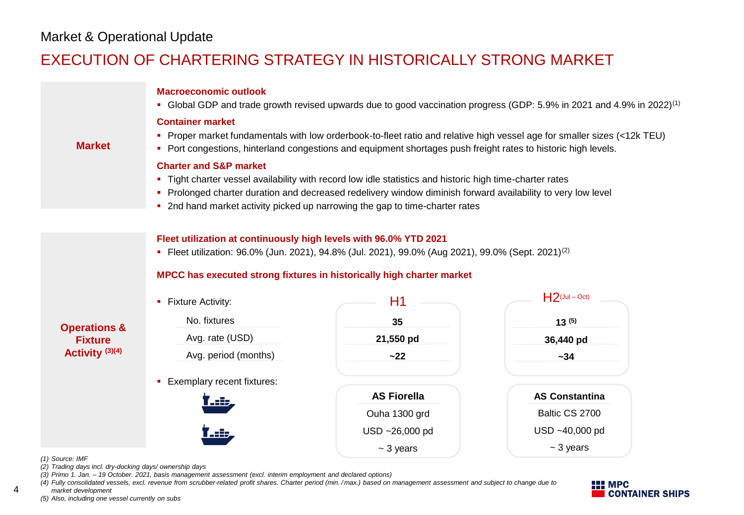Market & Operational Update

# EXECUTION OF CHARTERING STRATEGY IN HISTORICALLY STRONG MARKET

## Market

**Macroeconomic outlook**

- Global GDP and trade growth revised upwards due to good vaccination progress (GDP: 5.9% in 2021 and 4.9% in 2022)[1]

**Container market**

- Proper market fundamentals with low orderbook-to-fleet ratio and relative high vessel age for smaller sizes (<12k TEU)
- Port congestions, hinterland congestions and equipment shortages push freight rates to historic high levels.

**Charter and S&P market**

- Tight charter vessel availability with record low idle statistics and historic high time-charter rates
- Prolonged charter duration and decreased redelivery window diminish forward availability to very low level
- 2nd hand market activity picked up narrowing the gap to time-charter rates

## Operations & Fixture Activity [3][4]

**Fleet utilization at continuously high levels with 96.0% YTD 2021**

- Fleet utilization: 96.0% (Jun. 2021), 94.8% (Jul. 2021), 99.0% (Aug 2021), 99.0% (Sept. 2021)[2]

**MPCC has executed strong fixtures in historically high charter market**

- Fixture Activity:

| | H1 | H2 (Jul – Oct) |
|---|---|---|
| No. fixtures | **35** | **13** [5] |
| Avg. rate (USD) | **21,550 pd** | **36,440 pd** |
| Avg. period (months) | **~22** | **~34** |

- Exemplary recent fixtures:

| **AS Fiorella** | **AS Constantina** |
|---|---|
| Ouha 1300 grd | Baltic CS 2700 |
| USD ~26,000 pd | USD ~40,000 pd |
| ~ 3 years | ~ 3 years |

*(1) Source: IMF*
*(2) Trading days incl. dry-docking days/ ownership days*
*(3) Primo 1. Jan. – 19 October. 2021, basis management assessment (excl. interim employment and declared options)*
*(4) Fully consolidated vessels, excl. revenue from scrubber-related profit shares. Charter period (min. / max.) based on management assessment and subject to change due to market development*
*(5) Also, including one vessel currently on subs*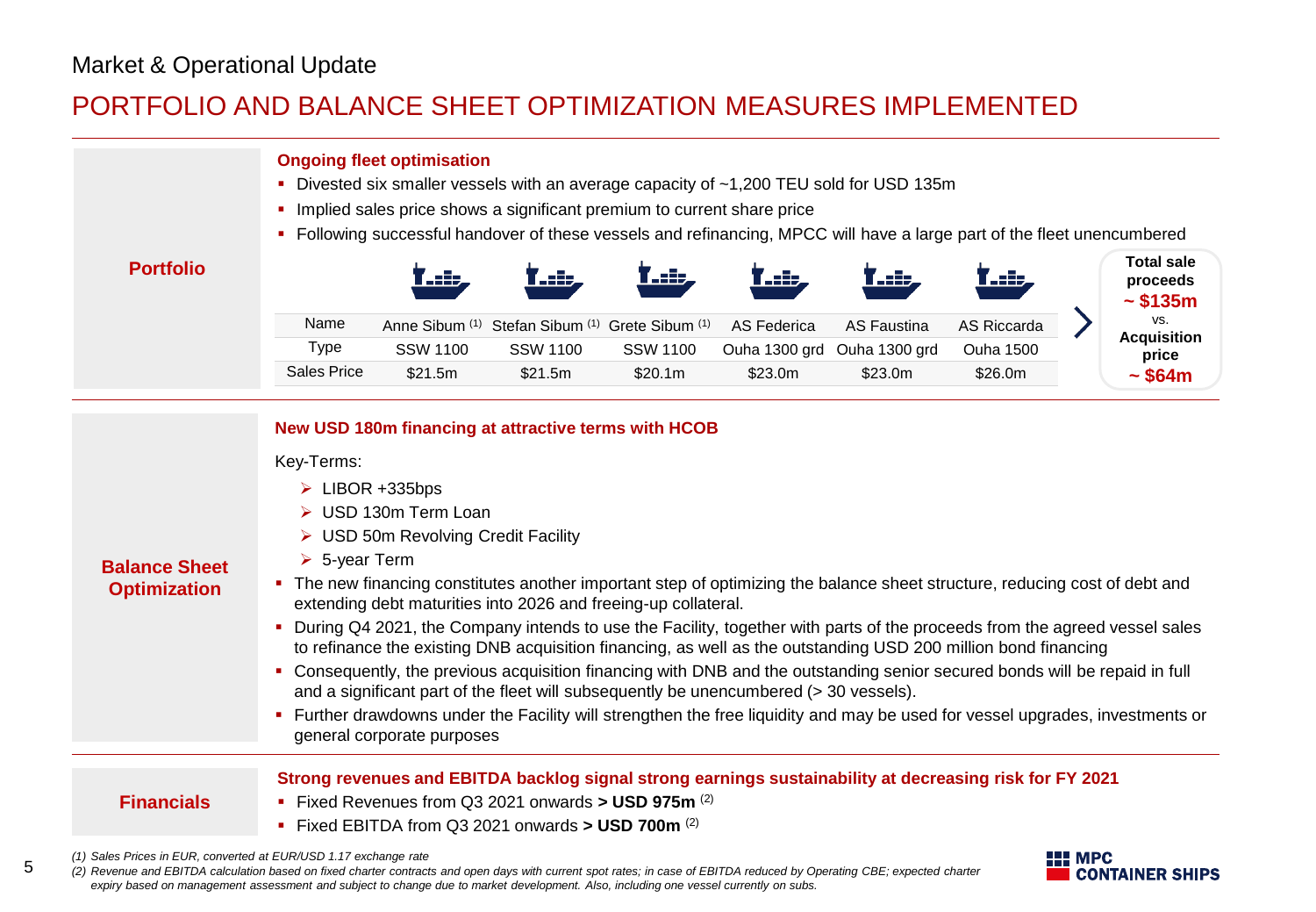Market & Operational Update

# PORTFOLIO AND BALANCE SHEET OPTIMIZATION MEASURES IMPLEMENTED

## Portfolio

**Ongoing fleet optimisation**

- Divested six smaller vessels with an average capacity of ~1,200 TEU sold for USD 135m
- Implied sales price shows a significant premium to current share price
- Following successful handover of these vessels and refinancing, MPCC will have a large part of the fleet unencumbered

| Name | Anne Sibum [1] | Stefan Sibum [1] | Grete Sibum [1] | AS Federica | AS Faustina | AS Riccarda |
|---|---|---|---|---|---|---|
| Type | SSW 1100 | SSW 1100 | SSW 1100 | Ouha 1300 grd | Ouha 1300 grd | Ouha 1500 |
| Sales Price | $21.5m | $21.5m | $20.1m | $23.0m | $23.0m | $26.0m |

**Total sale proceeds ~ $135m** vs. **Acquisition price ~ $64m**

## Balance Sheet Optimization

**New USD 180m financing at attractive terms with HCOB**

Key-Terms:

- LIBOR +335bps
- USD 130m Term Loan
- USD 50m Revolving Credit Facility
- 5-year Term

- The new financing constitutes another important step of optimizing the balance sheet structure, reducing cost of debt and extending debt maturities into 2026 and freeing-up collateral.
- During Q4 2021, the Company intends to use the Facility, together with parts of the proceeds from the agreed vessel sales to refinance the existing DNB acquisition financing, as well as the outstanding USD 200 million bond financing
- Consequently, the previous acquisition financing with DNB and the outstanding senior secured bonds will be repaid in full and a significant part of the fleet will subsequently be unencumbered (> 30 vessels).
- Further drawdowns under the Facility will strengthen the free liquidity and may be used for vessel upgrades, investments or general corporate purposes

## Financials

**Strong revenues and EBITDA backlog signal strong earnings sustainability at decreasing risk for FY 2021**

- Fixed Revenues from Q3 2021 onwards **> USD 975m** [2]
- Fixed EBITDA from Q3 2021 onwards **> USD 700m** [2]

*(1) Sales Prices in EUR, converted at EUR/USD 1.17 exchange rate*

*(2) Revenue and EBITDA calculation based on fixed charter contracts and open days with current spot rates; in case of EBITDA reduced by Operating CBE; expected charter expiry based on management assessment and subject to change due to market development. Also, including one vessel currently on subs.*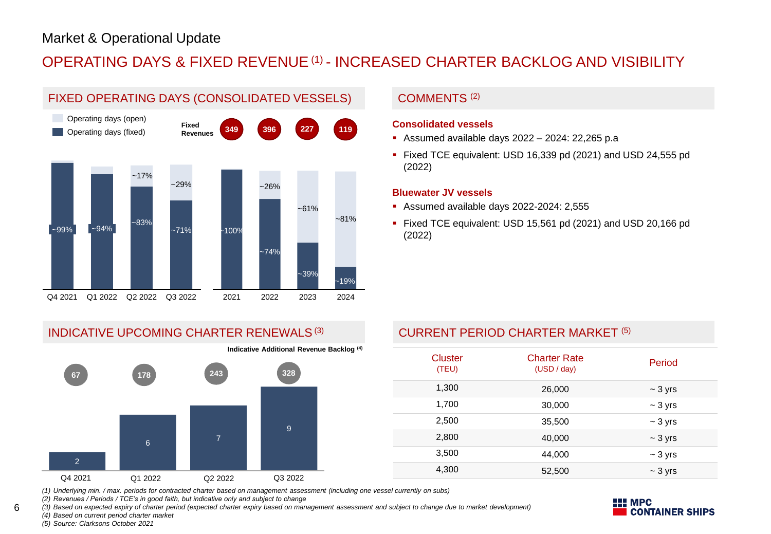Market & Operational Update

# OPERATING DAYS & FIXED REVENUE [(1)] - INCREASED CHARTER BACKLOG AND VISIBILITY

## FIXED OPERATING DAYS (CONSOLIDATED VESSELS)

| | Q4 2021 | Q1 2022 | Q2 2022 | Q3 2022 |
|---|---|---|---|---|
| Operating days (fixed) | ~99% | ~94% | ~83% | ~71% |
| Operating days (open) | | | ~17% | ~29% |

| | 2021 | 2022 | 2023 | 2024 |
|---|---|---|---|---|
| Fixed Revenues | 349 | 396 | 227 | 119 |
| Operating days (fixed) | ~100% | ~74% | ~39% | ~19% |
| Operating days (open) | | ~26% | ~61% | ~81% |

## COMMENTS [(2)]

**Consolidated vessels**

- Assumed available days 2022 – 2024: 22,265 p.a
- Fixed TCE equivalent: USD 16,339 pd (2021) and USD 24,555 pd (2022)

**Bluewater JV vessels**

- Assumed available days 2022-2024: 2,555
- Fixed TCE equivalent: USD 15,561 pd (2021) and USD 20,166 pd (2022)

## INDICATIVE UPCOMING CHARTER RENEWALS [(3)]

| | Q4 2021 | Q1 2022 | Q2 2022 | Q3 2022 |
|---|---|---|---|---|
| Charter renewals | 2 | 6 | 7 | 9 |
| Indicative Additional Revenue Backlog [(4)] | 67 | 178 | 243 | 328 |

## CURRENT PERIOD CHARTER MARKET [(5)]

| Cluster (TEU) | Charter Rate (USD / day) | Period |
|---|---|---|
| 1,300 | 26,000 | ~ 3 yrs |
| 1,700 | 30,000 | ~ 3 yrs |
| 2,500 | 35,500 | ~ 3 yrs |
| 2,800 | 40,000 | ~ 3 yrs |
| 3,500 | 44,000 | ~ 3 yrs |
| 4,300 | 52,500 | ~ 3 yrs |

*(1) Underlying min. / max. periods for contracted charter based on management assessment (including one vessel currently on subs)*
*(2) Revenues / Periods / TCE's in good faith, but indicative only and subject to change*
*(3) Based on expected expiry of charter period (expected charter expiry based on management assessment and subject to change due to market development)*
*(4) Based on current period charter market*
*(5) Source: Clarksons October 2021*

MPC CONTAINER SHIPS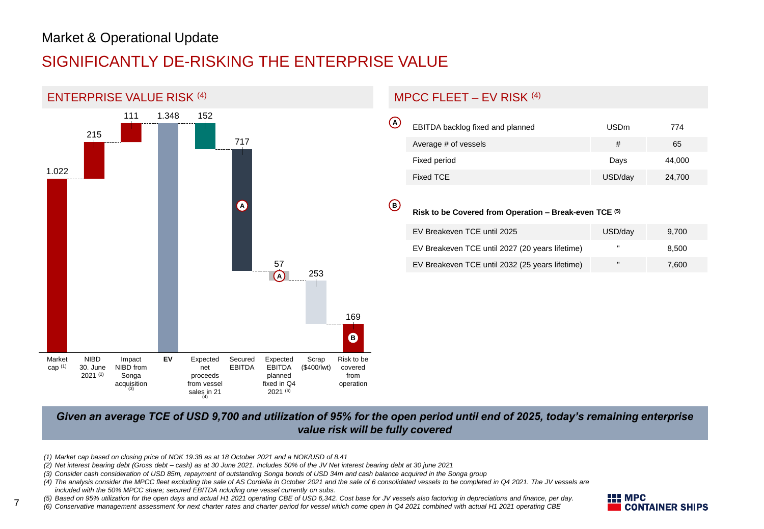Market & Operational Update

# SIGNIFICANTLY DE-RISKING THE ENTERPRISE VALUE

## ENTERPRISE VALUE RISK (4)

| Item | Value |
|---|---|
| Market cap (1) | 1.022 |
| NIBD 30. June 2021 (2) | 215 |
| Impact NIBD from Songa acquisition (3) | 111 |
| **EV** | 1.348 |
| Expected net proceeds from vessel sales in 21 (4) | 152 |
| Secured EBITDA (A) | 717 |
| Expected EBITDA planned fixed in Q4 2021 (6) (A) | 57 |
| Scrap ($400/lwt) | 253 |
| Risk to be covered from operation (B) | 169 |

## MPCC FLEET – EV RISK (4)

**A**

| | | |
|---|---|---|
| EBITDA backlog fixed and planned | USDm | 774 |
| Average # of vessels | # | 65 |
| Fixed period | Days | 44,000 |
| Fixed TCE | USD/day | 24,700 |

**B**

**Risk to be Covered from Operation – Break-even TCE (5)**

| | | |
|---|---|---|
| EV Breakeven TCE until 2025 | USD/day | 9,700 |
| EV Breakeven TCE until 2027 (20 years lifetime) | " | 8,500 |
| EV Breakeven TCE until 2032 (25 years lifetime) | " | 7,600 |

***Given an average TCE of USD 9,700 and utilization of 95% for the open period until end of 2025, today's remaining enterprise value risk will be fully covered***

*(1) Market cap based on closing price of NOK 19.38 as at 18 October 2021 and a NOK/USD of 8.41*
*(2) Net interest bearing debt (Gross debt – cash) as at 30 June 2021. Includes 50% of the JV Net interest bearing debt at 30 june 2021*
*(3) Consider cash consideration of USD 85m, repayment of outstanding Songa bonds of USD 34m and cash balance acquired in the Songa group*
*(4) The analysis consider the MPCC fleet excluding the sale of AS Cordelia in October 2021 and the sale of 6 consolidated vessels to be completed in Q4 2021. The JV vessels are included with the 50% MPCC share; secured EBITDA ncluding one vessel currently on subs.*
*(5) Based on 95% utilization for the open days and actual H1 2021 operating CBE of USD 6,342. Cost base for JV vessels also factoring in depreciations and finance, per day.*
*(6) Conservative management assessment for next charter rates and charter period for vessel which come open in Q4 2021 combined with actual H1 2021 operating CBE*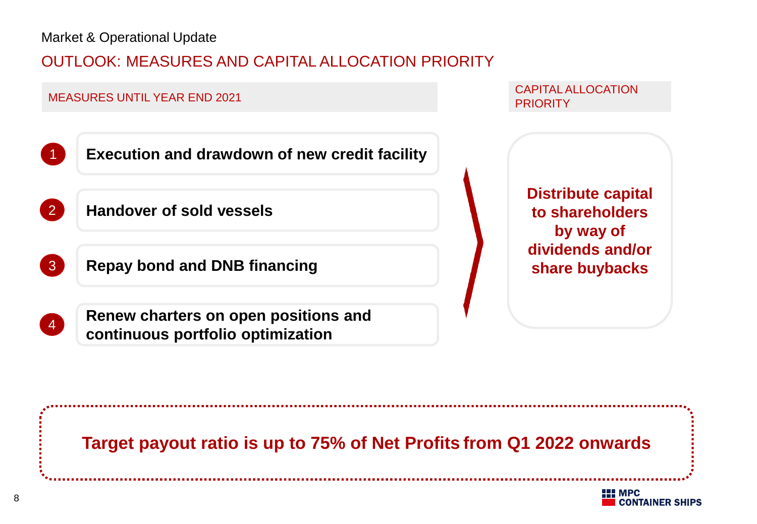Market & Operational Update

## OUTLOOK: MEASURES AND CAPITAL ALLOCATION PRIORITY

### MEASURES UNTIL YEAR END 2021

1. **Execution and drawdown of new credit facility**
2. **Handover of sold vessels**
3. **Repay bond and DNB financing**
4. **Renew charters on open positions and continuous portfolio optimization**

### CAPITAL ALLOCATION PRIORITY

**Distribute capital to shareholders by way of dividends and/or share buybacks**

**Target payout ratio is up to 75% of Net Profits from Q1 2022 onwards**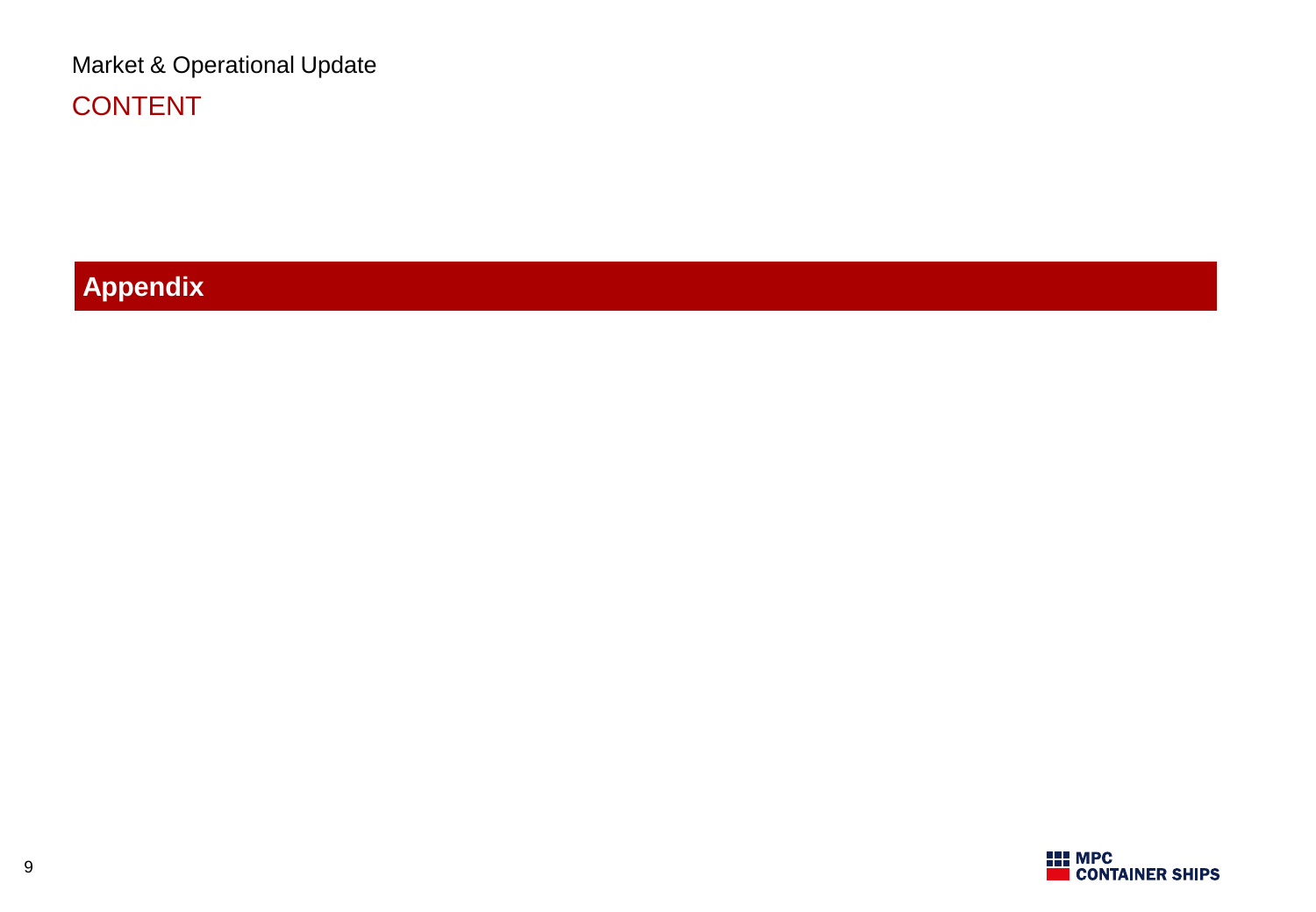Market & Operational Update

# CONTENT

## Appendix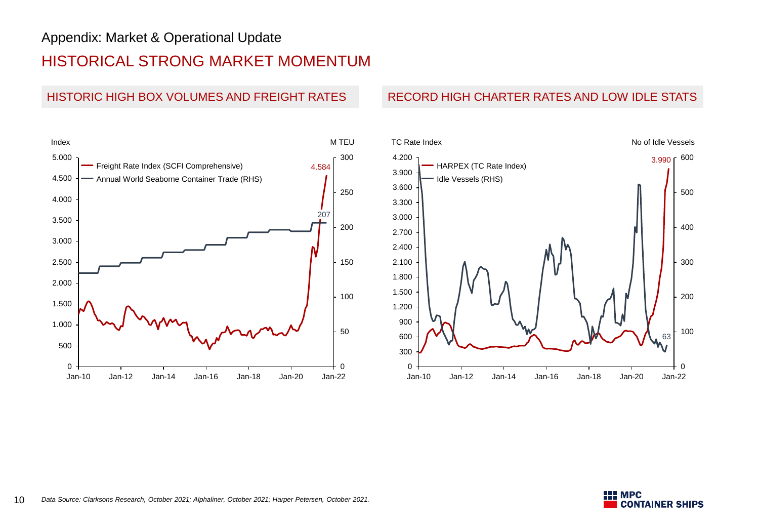Appendix: Market & Operational Update

# HISTORICAL STRONG MARKET MOMENTUM

## HISTORIC HIGH BOX VOLUMES AND FREIGHT RATES

Index | M TEU

- Freight Rate Index (SCFI Comprehensive)
- Annual World Seaborne Container Trade (RHS)

4.584

207

## RECORD HIGH CHARTER RATES AND LOW IDLE STATS

TC Rate Index | No of Idle Vessels

- HARPEX (TC Rate Index)
- Idle Vessels (RHS)

3.990

63

*Data Source: Clarksons Research, October 2021; Alphaliner, October 2021; Harper Petersen, October 2021.*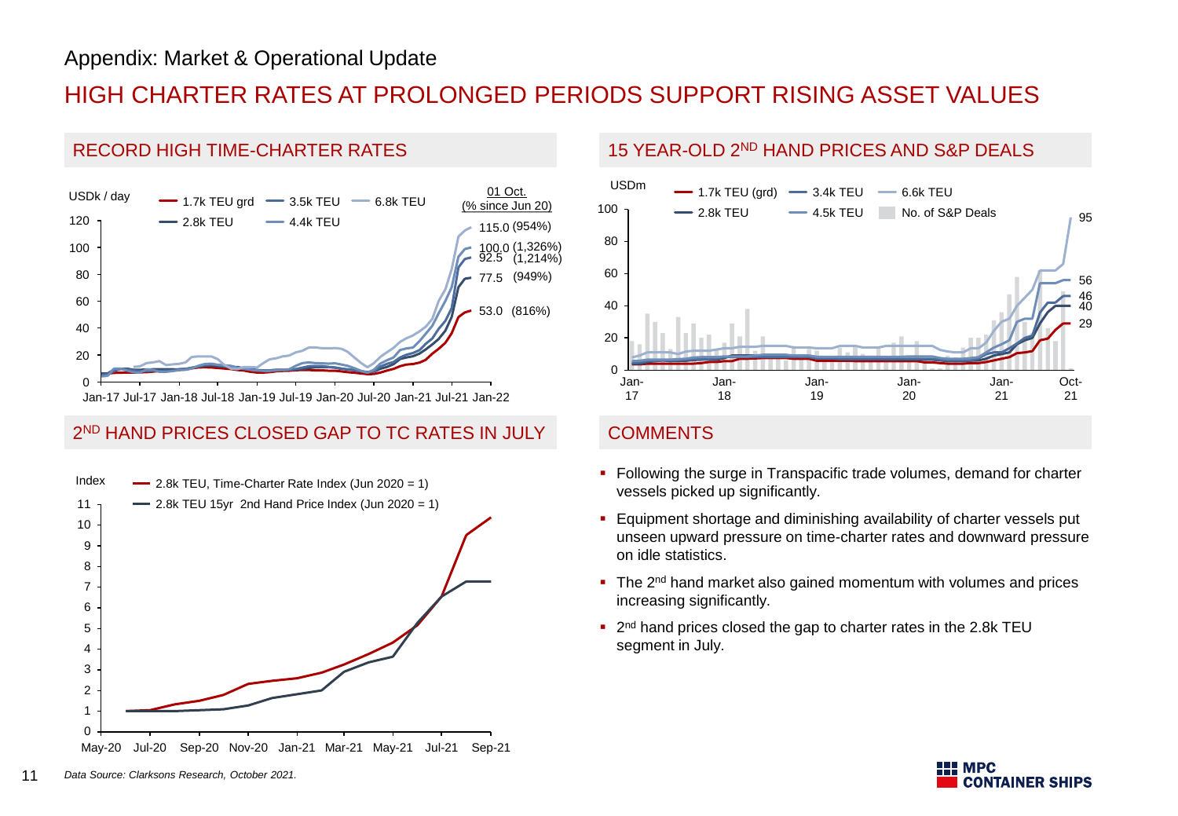Appendix: Market & Operational Update

# HIGH CHARTER RATES AT PROLONGED PERIODS SUPPORT RISING ASSET VALUES

## RECORD HIGH TIME-CHARTER RATES

USDk / day

Legend: 1.7k TEU grd, 3.5k TEU, 6.8k TEU, 2.8k TEU, 4.4k TEU

| 01 Oct. | (% since Jun 20) |
|---|---|
| 115.0 | (954%) |
| 100.0 | (1,326%) |
| 92.5 | (1,214%) |
| 77.5 | (949%) |
| 53.0 | (816%) |

## 15 YEAR-OLD 2ND HAND PRICES AND S&P DEALS

USDm

Legend: 1.7k TEU (grd), 3.4k TEU, 6.6k TEU, 2.8k TEU, 4.5k TEU, No. of S&P Deals

Latest values (Oct-21): 95, 56, 46, 40, 29

## 2ND HAND PRICES CLOSED GAP TO TC RATES IN JULY

Index

Legend: 2.8k TEU, Time-Charter Rate Index (Jun 2020 = 1); 2.8k TEU 15yr 2nd Hand Price Index (Jun 2020 = 1)

## COMMENTS

- Following the surge in Transpacific trade volumes, demand for charter vessels picked up significantly.
- Equipment shortage and diminishing availability of charter vessels put unseen upward pressure on time-charter rates and downward pressure on idle statistics.
- The 2nd hand market also gained momentum with volumes and prices increasing significantly.
- 2nd hand prices closed the gap to charter rates in the 2.8k TEU segment in July.

*Data Source: Clarksons Research, October 2021.*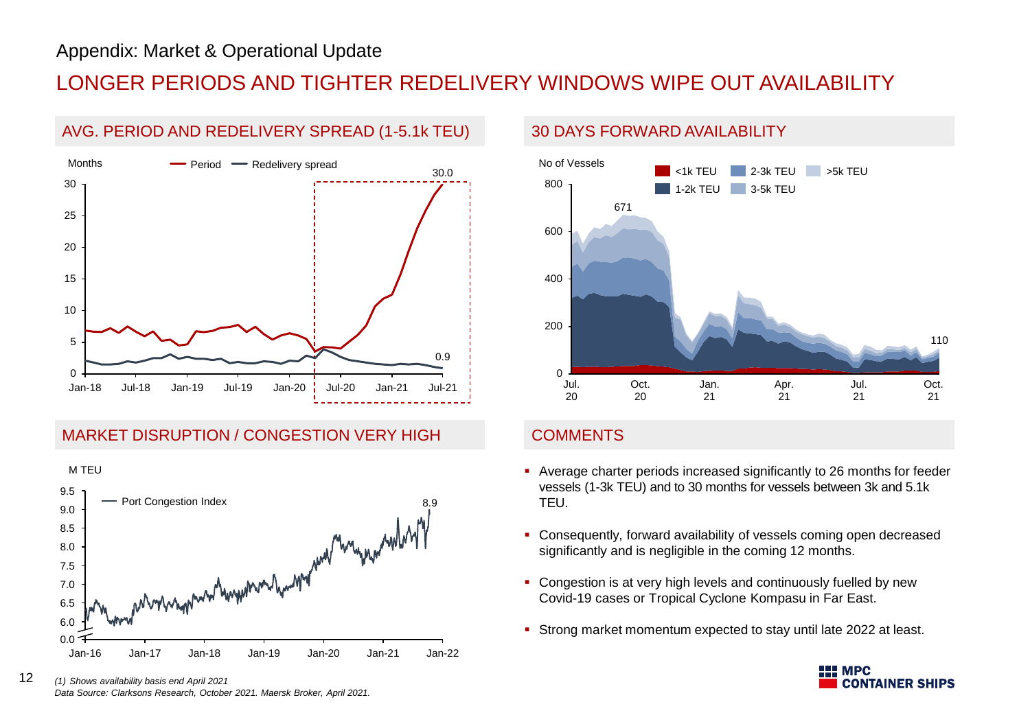Appendix: Market & Operational Update

# LONGER PERIODS AND TIGHTER REDELIVERY WINDOWS WIPE OUT AVAILABILITY

## AVG. PERIOD AND REDELIVERY SPREAD (1-5.1k TEU)

Months — Period — Redelivery spread

30.0

0.9

## 30 DAYS FORWARD AVAILABILITY

No of Vessels — <1k TEU, 1-2k TEU, 2-3k TEU, 3-5k TEU, >5k TEU

671

110

## MARKET DISRUPTION / CONGESTION VERY HIGH

M TEU — Port Congestion Index

8.9

## COMMENTS

- Average charter periods increased significantly to 26 months for feeder vessels (1-3k TEU) and to 30 months for vessels between 3k and 5.1k TEU.
- Consequently, forward availability of vessels coming open decreased significantly and is negligible in the coming 12 months.
- Congestion is at very high levels and continuously fuelled by new Covid-19 cases or Tropical Cyclone Kompasu in Far East.
- Strong market momentum expected to stay until late 2022 at least.

*(1) Shows availability basis end April 2021*

*Data Source: Clarksons Research, October 2021. Maersk Broker, April 2021.*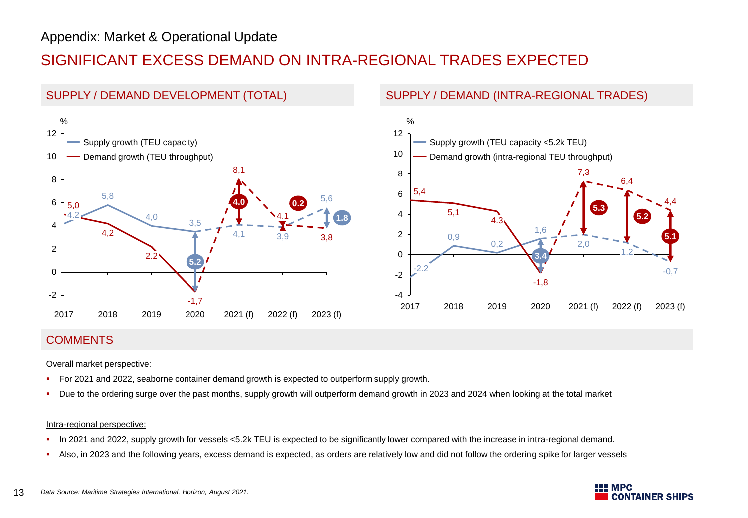Appendix: Market & Operational Update

# SIGNIFICANT EXCESS DEMAND ON INTRA-REGIONAL TRADES EXPECTED

## SUPPLY / DEMAND DEVELOPMENT (TOTAL)

%

| | 2017 | 2018 | 2019 | 2020 | 2021 (f) | 2022 (f) | 2023 (f) |
|---|---|---|---|---|---|---|---|
| Supply growth (TEU capacity) | 4,2 | 5,8 | 4,0 | 3,5 | 4,1 | 3,9 | 5,6 |
| Demand growth (TEU throughput) | 5,0 | 4,2 | 2.2 | -1,7 | 8,1 | 4,1 | 3,8 |
| Gap | | | | 5.2 | 4.0 | 0.2 | 1.8 |

## SUPPLY / DEMAND (INTRA-REGIONAL TRADES)

%

| | 2017 | 2018 | 2019 | 2020 | 2021 (f) | 2022 (f) | 2023 (f) |
|---|---|---|---|---|---|---|---|
| Supply growth (TEU capacity <5.2k TEU) | -2.2 | 0,9 | 0,2 | 1,6 | 2,0 | 1.2 | -0,7 |
| Demand growth (intra-regional TEU throughput) | 5,4 | 5,1 | 4.3 | -1,8 | 7,3 | 6,4 | 4,4 |
| Gap | | | | 3.4 | 5.3 | 5.2 | 5.1 |

## COMMENTS

Overall market perspective:

- For 2021 and 2022, seaborne container demand growth is expected to outperform supply growth.
- Due to the ordering surge over the past months, supply growth will outperform demand growth in 2023 and 2024 when looking at the total market

Intra-regional perspective:

- In 2021 and 2022, supply growth for vessels <5.2k TEU is expected to be significantly lower compared with the increase in intra-regional demand.
- Also, in 2023 and the following years, excess demand is expected, as orders are relatively low and did not follow the ordering spike for larger vessels

*Data Source: Maritime Strategies International, Horizon, August 2021.*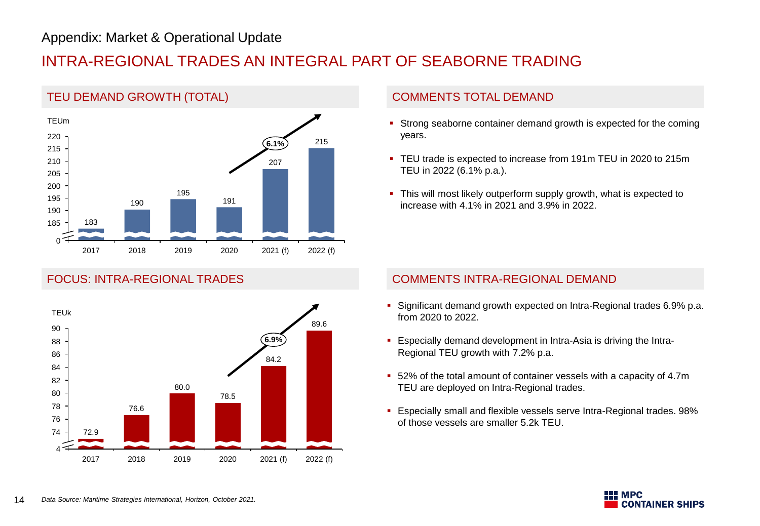Appendix: Market & Operational Update

# INTRA-REGIONAL TRADES AN INTEGRAL PART OF SEABORNE TRADING

## TEU DEMAND GROWTH (TOTAL)

TEUm

| Year | TEUm |
|---|---|
| 2017 | 183 |
| 2018 | 190 |
| 2019 | 195 |
| 2020 | 191 |
| 2021 (f) | 207 |
| 2022 (f) | 215 |

Growth 2020–2022: 6.1%

## COMMENTS TOTAL DEMAND

- Strong seaborne container demand growth is expected for the coming years.
- TEU trade is expected to increase from 191m TEU in 2020 to 215m TEU in 2022 (6.1% p.a.).
- This will most likely outperform supply growth, what is expected to increase with 4.1% in 2021 and 3.9% in 2022.

## FOCUS: INTRA-REGIONAL TRADES

TEUk

| Year | TEUk |
|---|---|
| 2017 | 72.9 |
| 2018 | 76.6 |
| 2019 | 80.0 |
| 2020 | 78.5 |
| 2021 (f) | 84.2 |
| 2022 (f) | 89.6 |

Growth 2020–2022: 6.9%

## COMMENTS INTRA-REGIONAL DEMAND

- Significant demand growth expected on Intra-Regional trades 6.9% p.a. from 2020 to 2022.
- Especially demand development in Intra-Asia is driving the Intra-Regional TEU growth with 7.2% p.a.
- 52% of the total amount of container vessels with a capacity of 4.7m TEU are deployed on Intra-Regional trades.
- Especially small and flexible vessels serve Intra-Regional trades. 98% of those vessels are smaller 5.2k TEU.

*Data Source: Maritime Strategies International, Horizon, October 2021.*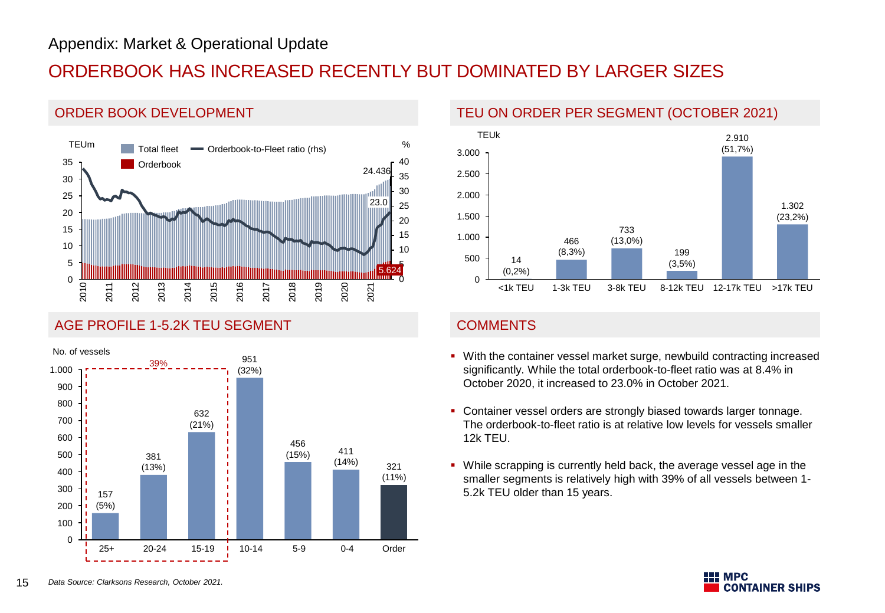Appendix: Market & Operational Update

# ORDERBOOK HAS INCREASED RECENTLY BUT DOMINATED BY LARGER SIZES

## ORDER BOOK DEVELOPMENT

TEUm | Total fleet | Orderbook | Orderbook-to-Fleet ratio (rhs) | %

Latest values: Total fleet 24.436; Orderbook 5.624; Orderbook-to-Fleet ratio 23.0

## TEU ON ORDER PER SEGMENT (OCTOBER 2021)

TEUk

| Segment | TEUk | Share |
|---|---|---|
| <1k TEU | 14 | (0,2%) |
| 1-3k TEU | 466 | (8,3%) |
| 3-8k TEU | 733 | (13,0%) |
| 8-12k TEU | 199 | (3,5%) |
| 12-17k TEU | 2.910 | (51,7%) |
| >17k TEU | 1.302 | (23,2%) |

## AGE PROFILE 1-5.2K TEU SEGMENT

No. of vessels

| Age | No. of vessels | Share |
|---|---|---|
| 25+ | 157 | (5%) |
| 20-24 | 381 | (13%) |
| 15-19 | 632 | (21%) |
| 10-14 | 951 | (32%) |
| 5-9 | 456 | (15%) |
| 0-4 | 411 | (14%) |
| Order | 321 | (11%) |

39% (25+, 20-24, 15-19)

## COMMENTS

- With the container vessel market surge, newbuild contracting increased significantly. While the total orderbook-to-fleet ratio was at 8.4% in October 2020, it increased to 23.0% in October 2021.
- Container vessel orders are strongly biased towards larger tonnage. The orderbook-to-fleet ratio is at relative low levels for vessels smaller 12k TEU.
- While scrapping is currently held back, the average vessel age in the smaller segments is relatively high with 39% of all vessels between 1-5.2k TEU older than 15 years.

*Data Source: Clarksons Research, October 2021.*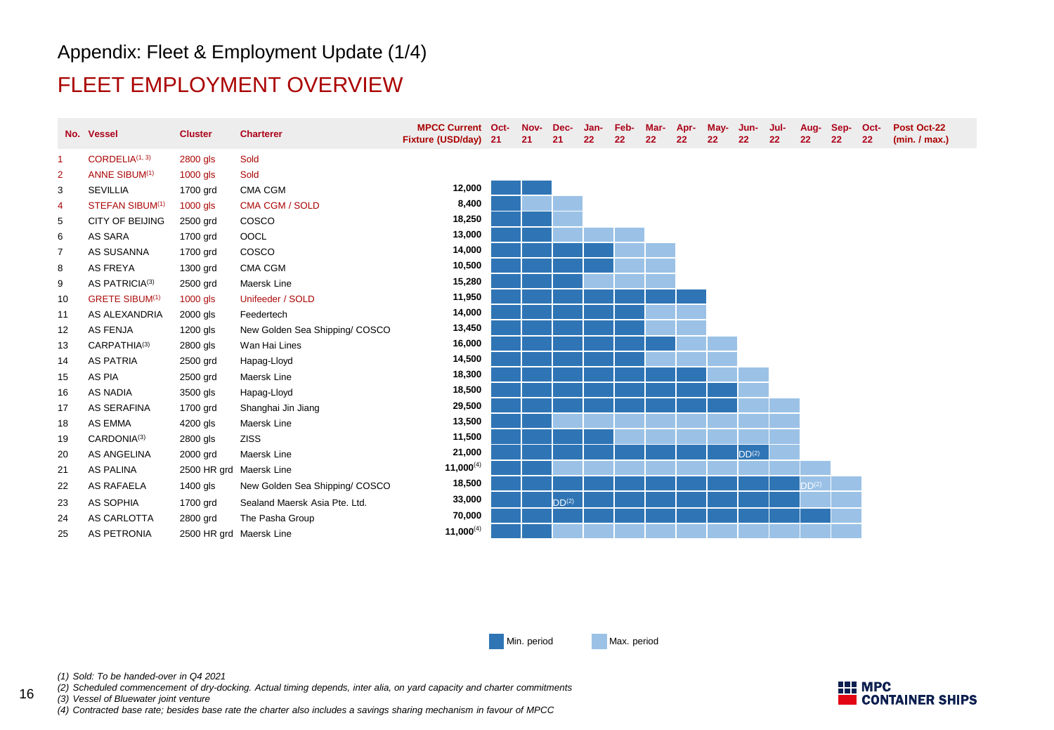# Appendix: Fleet & Employment Update (1/4)

## FLEET EMPLOYMENT OVERVIEW

| No. | Vessel | Cluster | Charterer | MPCC Current Fixture (USD/day) | Oct-21 | Nov-21 | Dec-21 | Jan-22 | Feb-22 | Mar-22 | Apr-22 | May-22 | Jun-22 | Jul-22 | Aug-22 | Sep-22 | Oct-22 | Post Oct-22 (min. / max.) |
|---|---|---|---|---|---|---|---|---|---|---|---|---|---|---|---|---|---|---|
| 1 | CORDELIA[1, 3] | 2800 gls | Sold | | | | | | | | | | | | | | | |
| 2 | ANNE SIBUM[1] | 1000 gls | Sold | | | | | | | | | | | | | | | |
| 3 | SEVILLIA | 1700 grd | CMA CGM | 12,000 | Min | Min | | | | | | | | | | | | |
| 4 | STEFAN SIBUM[1] | 1000 gls | CMA CGM / SOLD | 8,400 | Min | Max | Max | | | | | | | | | | | |
| 5 | CITY OF BEIJING | 2500 grd | COSCO | 18,250 | Min | Min | Max | | | | | | | | | | | |
| 6 | AS SARA | 1700 grd | OOCL | 13,000 | Min | Min | Max | Max | Max | | | | | | | | | |
| 7 | AS SUSANNA | 1700 grd | COSCO | 14,000 | Min | Min | Min | Min | Max | Max | | | | | | | | |
| 8 | AS FREYA | 1300 grd | CMA CGM | 10,500 | Min | Min | Min | Min | Max | Max | | | | | | | | |
| 9 | AS PATRICIA[3] | 2500 grd | Maersk Line | 15,280 | Min | Min | Min | Max | Max | Max | | | | | | | | |
| 10 | GRETE SIBUM[1] | 1000 gls | Unifeeder / SOLD | 11,950 | Min | Min | Min | Min | Min | Min | Min | | | | | | | |
| 11 | AS ALEXANDRIA | 2000 gls | Feedertech | 14,000 | Min | Min | Min | Min | Min | Max | Max | | | | | | | |
| 12 | AS FENJA | 1200 gls | New Golden Sea Shipping/ COSCO | 13,450 | Min | Min | Min | Min | Min | Max | Max | | | | | | | |
| 13 | CARPATHIA[3] | 2800 gls | Wan Hai Lines | 16,000 | Min | Min | Min | Min | Min | Min | Max | Max | | | | | | |
| 14 | AS PATRIA | 2500 grd | Hapag-Lloyd | 14,500 | Min | Min | Min | Min | Min | Max | Max | Max | | | | | | |
| 15 | AS PIA | 2500 grd | Maersk Line | 18,300 | Min | Min | Min | Min | Min | Min | Min | Max | Max | | | | | |
| 16 | AS NADIA | 3500 gls | Hapag-Lloyd | 18,500 | Min | Min | Min | Min | Min | Min | Min | Min | Max | | | | | |
| 17 | AS SERAFINA | 1700 grd | Shanghai Jin Jiang | 29,500 | Min | Min | Min | Min | Min | Min | Min | Min | Max | Max | | | | |
| 18 | AS EMMA | 4200 gls | Maersk Line | 13,500 | Min | Min | Max | Max | Max | Max | Max | Max | Max | Max | | | | |
| 19 | CARDONIA[3] | 2800 gls | ZISS | 11,500 | Min | Min | Min | Min | Max | Max | Max | Max | Max | Max | | | | |
| 20 | AS ANGELINA | 2000 grd | Maersk Line | 21,000 | Min | Min | Min | Min | Min | Min | Min | Min | Min DD[2] | Max | | | | |
| 21 | AS PALINA | 2500 HR grd | Maersk Line | 11,000[4] | Min | Min | Max | Max | Max | Max | Max | Max | Max | Max | Max | | | |
| 22 | AS RAFAELA | 1400 gls | New Golden Sea Shipping/ COSCO | 18,500 | Min | Min | Min | Min | Min | Min | Min | Min | Min | Min | Max DD[2] | Max | | |
| 23 | AS SOPHIA | 1700 grd | Sealand Maersk Asia Pte. Ltd. | 33,000 | Min | Min | Max DD[2] | Min | Min | Min | Min | Min | Min | Min | Max | Max | | |
| 24 | AS CARLOTTA | 2800 grd | The Pasha Group | 70,000 | Min | Min | Min | Min | Min | Min | Min | Min | Min | Min | Min | Max | | |
| 25 | AS PETRONIA | 2500 HR grd | Maersk Line | 11,000[4] | Min | Min | Max | Max | Max | Max | Max | Max | Max | Max | Max | Max | | |

Min = Min. period; Max = Max. period

*(1) Sold: To be handed-over in Q4 2021*
*(2) Scheduled commencement of dry-docking. Actual timing depends, inter alia, on yard capacity and charter commitments*
*(3) Vessel of Bluewater joint venture*
*(4) Contracted base rate; besides base rate the charter also includes a savings sharing mechanism in favour of MPCC*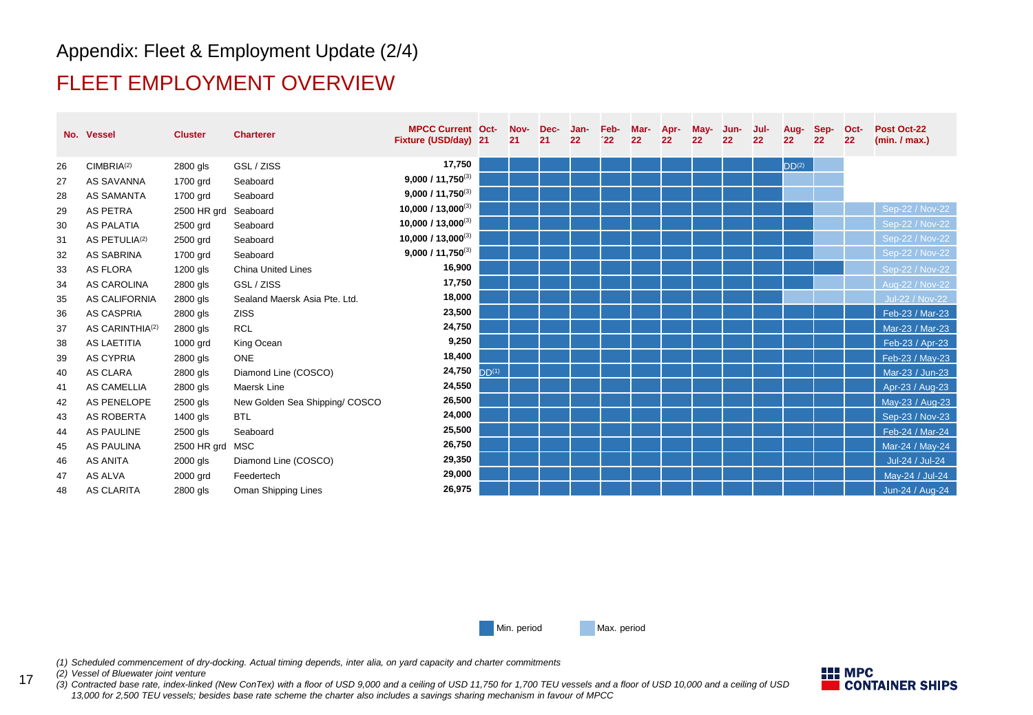Appendix: Fleet & Employment Update (2/4)

# FLEET EMPLOYMENT OVERVIEW

| No. | Vessel | Cluster | Charterer | MPCC Current Fixture (USD/day) | Oct-21 | Nov-21 | Dec-21 | Jan-22 | Feb-22 | Mar-22 | Apr-22 | May-22 | Jun-22 | Jul-22 | Aug-22 | Sep-22 | Oct-22 | Post Oct-22 (min. / max.) |
|---|---|---|---|---|---|---|---|---|---|---|---|---|---|---|---|---|---|---|
| 26 | CIMBRIA[2] | 2800 gls | GSL / ZISS | 17,750 | | | | | | | | | | | DD[2] | | | |
| 27 | AS SAVANNA | 1700 grd | Seaboard | 9,000 / 11,750[3] | | | | | | | | | | | | | | |
| 28 | AS SAMANTA | 1700 grd | Seaboard | 9,000 / 11,750[3] | | | | | | | | | | | | | | |
| 29 | AS PETRA | 2500 HR grd | Seaboard | 10,000 / 13,000[3] | | | | | | | | | | | | | | Sep-22 / Nov-22 |
| 30 | AS PALATIA | 2500 grd | Seaboard | 10,000 / 13,000[3] | | | | | | | | | | | | | | Sep-22 / Nov-22 |
| 31 | AS PETULIA[2] | 2500 grd | Seaboard | 10,000 / 13,000[3] | | | | | | | | | | | | | | Sep-22 / Nov-22 |
| 32 | AS SABRINA | 1700 grd | Seaboard | 9,000 / 11,750[3] | | | | | | | | | | | | | | Sep-22 / Nov-22 |
| 33 | AS FLORA | 1200 gls | China United Lines | 16,900 | | | | | | | | | | | | | | Sep-22 / Nov-22 |
| 34 | AS CAROLINA | 2800 gls | GSL / ZISS | 17,750 | | | | | | | | | | | | | | Aug-22 / Nov-22 |
| 35 | AS CALIFORNIA | 2800 gls | Sealand Maersk Asia Pte. Ltd. | 18,000 | | | | | | | | | | | | | | Jul-22 / Nov-22 |
| 36 | AS CASPRIA | 2800 gls | ZISS | 23,500 | | | | | | | | | | | | | | Feb-23 / Mar-23 |
| 37 | AS CARINTHIA[2] | 2800 gls | RCL | 24,750 | | | | | | | | | | | | | | Mar-23 / Mar-23 |
| 38 | AS LAETITIA | 1000 grd | King Ocean | 9,250 | | | | | | | | | | | | | | Feb-23 / Apr-23 |
| 39 | AS CYPRIA | 2800 gls | ONE | 18,400 | | | | | | | | | | | | | | Feb-23 / May-23 |
| 40 | AS CLARA | 2800 gls | Diamond Line (COSCO) | 24,750 | DD[1] | | | | | | | | | | | | | Mar-23 / Jun-23 |
| 41 | AS CAMELLIA | 2800 gls | Maersk Line | 24,550 | | | | | | | | | | | | | | Apr-23 / Aug-23 |
| 42 | AS PENELOPE | 2500 gls | New Golden Sea Shipping/ COSCO | 26,500 | | | | | | | | | | | | | | May-23 / Aug-23 |
| 43 | AS ROBERTA | 1400 gls | BTL | 24,000 | | | | | | | | | | | | | | Sep-23 / Nov-23 |
| 44 | AS PAULINE | 2500 gls | Seaboard | 25,500 | | | | | | | | | | | | | | Feb-24 / Mar-24 |
| 45 | AS PAULINA | 2500 HR grd | MSC | 26,750 | | | | | | | | | | | | | | Mar-24 / May-24 |
| 46 | AS ANITA | 2000 gls | Diamond Line (COSCO) | 29,350 | | | | | | | | | | | | | | Jul-24 / Jul-24 |
| 47 | AS ALVA | 2000 grd | Feedertech | 29,000 | | | | | | | | | | | | | | May-24 / Jul-24 |
| 48 | AS CLARITA | 2800 gls | Oman Shipping Lines | 26,975 | | | | | | | | | | | | | | Jun-24 / Aug-24 |

Min. period / Max. period

*(1) Scheduled commencement of dry-docking. Actual timing depends, inter alia, on yard capacity and charter commitments*
*(2) Vessel of Bluewater joint venture*
*(3) Contracted base rate, index-linked (New ConTex) with a floor of USD 9,000 and a ceiling of USD 11,750 for 1,700 TEU vessels and a floor of USD 10,000 and a ceiling of USD 13,000 for 2,500 TEU vessels; besides base rate scheme the charter also includes a savings sharing mechanism in favour of MPCC*

MPC CONTAINER SHIPS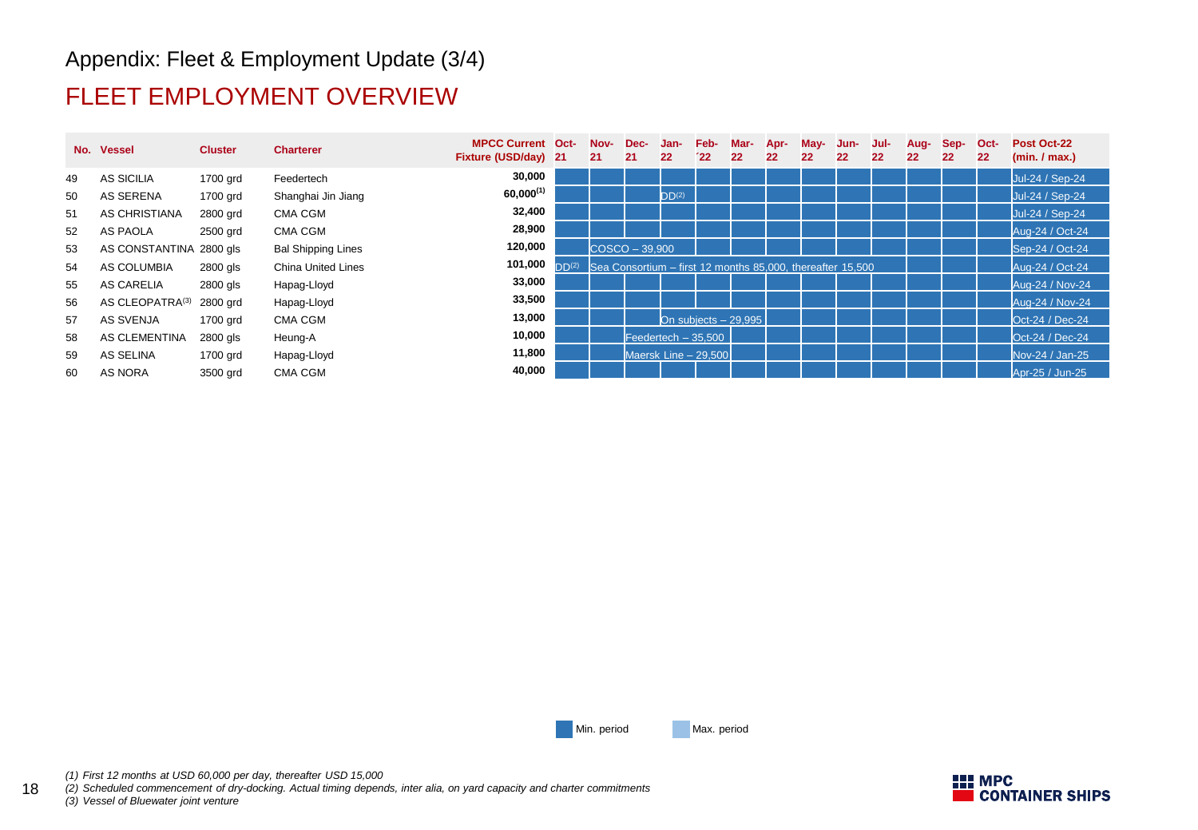Appendix: Fleet & Employment Update (3/4)

# FLEET EMPLOYMENT OVERVIEW

| No. | Vessel | Cluster | Charterer | MPCC Current Fixture (USD/day) | Oct-21 | Nov-21 | Dec-21 | Jan-22 | Feb-´22 | Mar-22 | Apr-22 | May-22 | Jun-22 | Jul-22 | Aug-22 | Sep-22 | Oct-22 | Post Oct-22 (min. / max.) |
|---|---|---|---|---|---|---|---|---|---|---|---|---|---|---|---|---|---|---|
| 49 | AS SICILIA | 1700 grd | Feedertech | 30,000 | | | | | | | | | | | | | | Jul-24 / Sep-24 |
| 50 | AS SERENA | 1700 grd | Shanghai Jin Jiang | 60,000(1) | | | | DD(2) | | | | | | | | | | Jul-24 / Sep-24 |
| 51 | AS CHRISTIANA | 2800 grd | CMA CGM | 32,400 | | | | | | | | | | | | | | Jul-24 / Sep-24 |
| 52 | AS PAOLA | 2500 grd | CMA CGM | 28,900 | | | | | | | | | | | | | | Aug-24 / Oct-24 |
| 53 | AS CONSTANTINA | 2800 gls | Bal Shipping Lines | 120,000 | | COSCO – 39,900 | | | | | | | | | | | | Sep-24 / Oct-24 |
| 54 | AS COLUMBIA | 2800 gls | China United Lines | 101,000 | DD(2) | Sea Consortium – first 12 months 85,000, thereafter 15,500 | | | | | | | | | | | | Aug-24 / Oct-24 |
| 55 | AS CARELIA | 2800 gls | Hapag-Lloyd | 33,000 | | | | | | | | | | | | | | Aug-24 / Nov-24 |
| 56 | AS CLEOPATRA(3) | 2800 grd | Hapag-Lloyd | 33,500 | | | | | | | | | | | | | | Aug-24 / Nov-24 |
| 57 | AS SVENJA | 1700 grd | CMA CGM | 13,000 | | | | On subjects – 29,995 | | | | | | | | | | Oct-24 / Dec-24 |
| 58 | AS CLEMENTINA | 2800 gls | Heung-A | 10,000 | | | Feedertech – 35,500 | | | | | | | | | | | Oct-24 / Dec-24 |
| 59 | AS SELINA | 1700 grd | Hapag-Lloyd | 11,800 | | | Maersk Line – 29,500 | | | | | | | | | | | Nov-24 / Jan-25 |
| 60 | AS NORA | 3500 grd | CMA CGM | 40,000 | | | | | | | | | | | | | | Apr-25 / Jun-25 |

Min. period | Max. period

*(1) First 12 months at USD 60,000 per day, thereafter USD 15,000*
*(2) Scheduled commencement of dry-docking. Actual timing depends, inter alia, on yard capacity and charter commitments*
*(3) Vessel of Bluewater joint venture*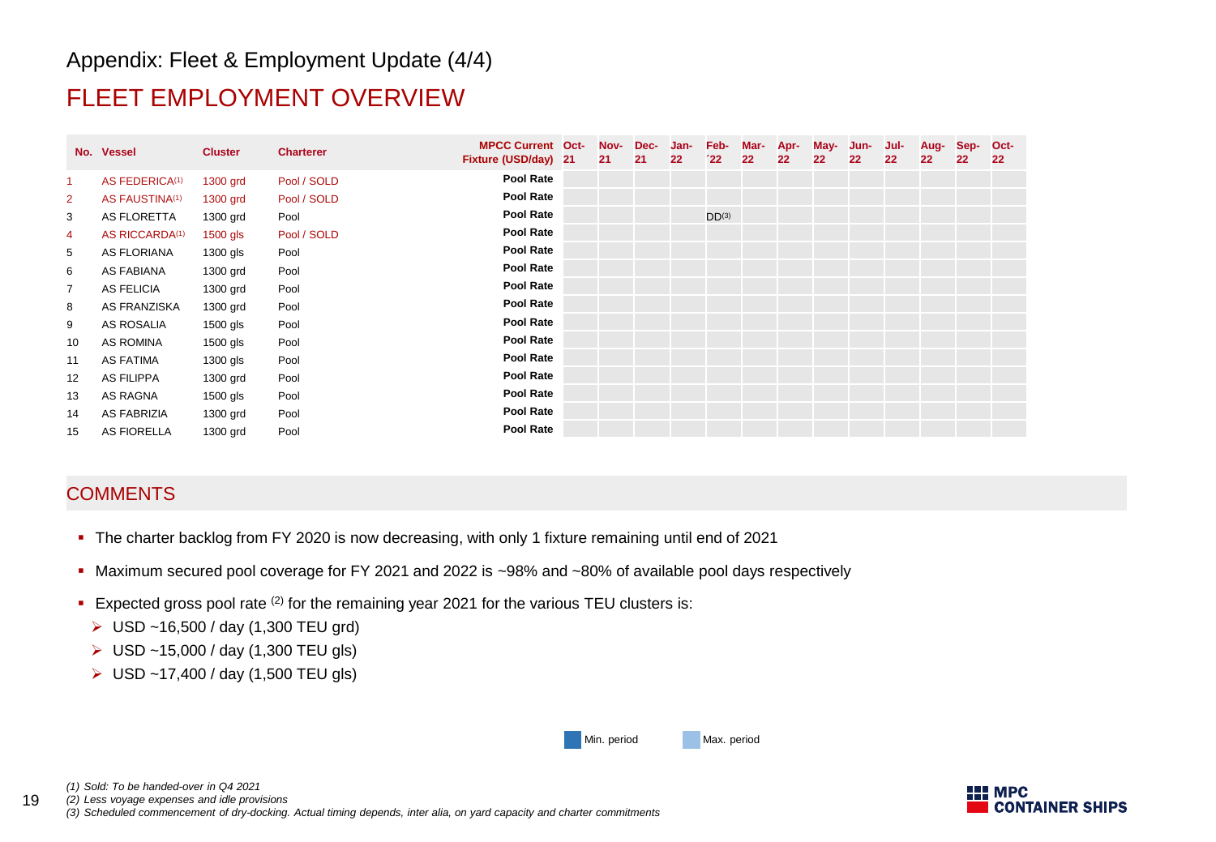Appendix: Fleet & Employment Update (4/4)

# FLEET EMPLOYMENT OVERVIEW

| No. | Vessel | Cluster | Charterer | MPCC Current Fixture (USD/day) | Oct-21 | Nov-21 | Dec-21 | Jan-22 | Feb-´22 | Mar-22 | Apr-22 | May-22 | Jun-22 | Jul-22 | Aug-22 | Sep-22 | Oct-22 |
|---|---|---|---|---|---|---|---|---|---|---|---|---|---|---|---|---|---|
| 1 | AS FEDERICA(1) | 1300 grd | Pool / SOLD | Pool Rate | | | | | | | | | | | | | |
| 2 | AS FAUSTINA(1) | 1300 grd | Pool / SOLD | Pool Rate | | | | | | | | | | | | | |
| 3 | AS FLORETTA | 1300 grd | Pool | Pool Rate | | | | | DD(3) | | | | | | | | |
| 4 | AS RICCARDA(1) | 1500 gls | Pool / SOLD | Pool Rate | | | | | | | | | | | | | |
| 5 | AS FLORIANA | 1300 gls | Pool | Pool Rate | | | | | | | | | | | | | |
| 6 | AS FABIANA | 1300 grd | Pool | Pool Rate | | | | | | | | | | | | | |
| 7 | AS FELICIA | 1300 grd | Pool | Pool Rate | | | | | | | | | | | | | |
| 8 | AS FRANZISKA | 1300 grd | Pool | Pool Rate | | | | | | | | | | | | | |
| 9 | AS ROSALIA | 1500 gls | Pool | Pool Rate | | | | | | | | | | | | | |
| 10 | AS ROMINA | 1500 gls | Pool | Pool Rate | | | | | | | | | | | | | |
| 11 | AS FATIMA | 1300 gls | Pool | Pool Rate | | | | | | | | | | | | | |
| 12 | AS FILIPPA | 1300 grd | Pool | Pool Rate | | | | | | | | | | | | | |
| 13 | AS RAGNA | 1500 gls | Pool | Pool Rate | | | | | | | | | | | | | |
| 14 | AS FABRIZIA | 1300 grd | Pool | Pool Rate | | | | | | | | | | | | | |
| 15 | AS FIORELLA | 1300 grd | Pool | Pool Rate | | | | | | | | | | | | | |

## COMMENTS

- The charter backlog from FY 2020 is now decreasing, with only 1 fixture remaining until end of 2021
- Maximum secured pool coverage for FY 2021 and 2022 is ~98% and ~80% of available pool days respectively
- Expected gross pool rate (2) for the remaining year 2021 for the various TEU clusters is:
  - USD ~16,500 / day (1,300 TEU grd)
  - USD ~15,000 / day (1,300 TEU gls)
  - USD ~17,400 / day (1,500 TEU gls)

Min. period   Max. period

*(1) Sold: To be handed-over in Q4 2021*
*(2) Less voyage expenses and idle provisions*
*(3) Scheduled commencement of dry-docking. Actual timing depends, inter alia, on yard capacity and charter commitments*